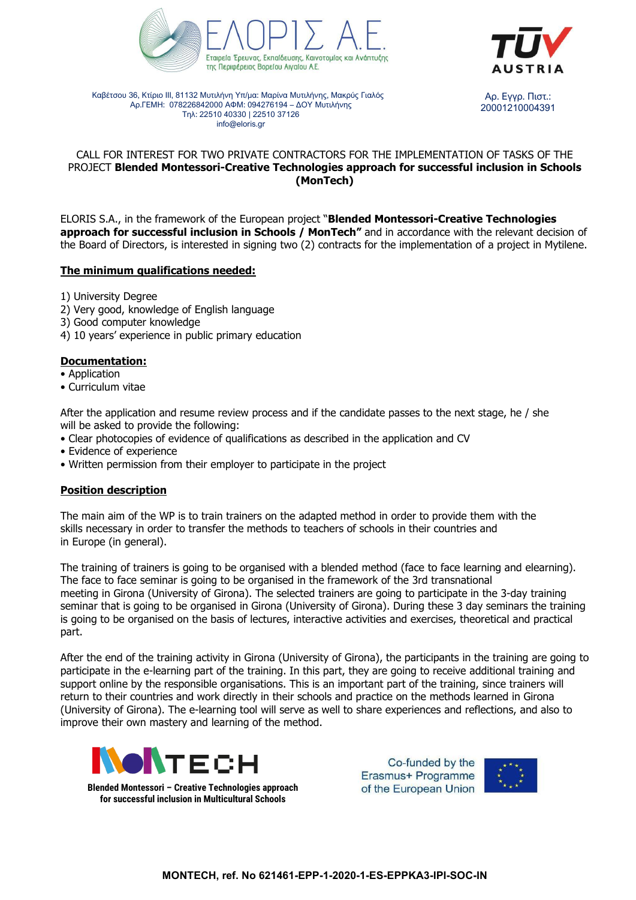ΕΛΟΡΙΣ Α.Ε.
Εταιρεία Έρευνας, Εκπαίδευσης, Καινοτομίας και Ανάπτυξης της Περιφέρειας Βορείου Αιγαίου Α.Ε.

Καβέτσου 36, Κτίριο ΙΙΙ, 81132 Μυτιλήνη Υπ/μα: Μαρίνα Μυτιλήνης, Μακρύς Γιαλός
Αρ.ΓΕΜΗ: 078226842000 ΑΦΜ: 094276194 – ΔΟΥ Μυτιλήνης
Τηλ: 22510 40330 | 22510 37126
info@eloris.gr

TÜV AUSTRIA
Αρ. Εγγρ. Πιστ.: 20001210004391

CALL FOR INTEREST FOR TWO PRIVATE CONTRACTORS FOR THE IMPLEMENTATION OF TASKS OF THE PROJECT **Blended Montessori-Creative Technologies approach for successful inclusion in Schools (MonTech)**

ELORIS S.A., in the framework of the European project "**Blended Montessori-Creative Technologies approach for successful inclusion in Schools / MonTech"** and in accordance with the relevant decision of the Board of Directors, is interested in signing two (2) contracts for the implementation of a project in Mytilene.

**The minimum qualifications needed:**

1) University Degree
2) Very good, knowledge of English language
3) Good computer knowledge
4) 10 years' experience in public primary education

**Documentation:**

- Application
- Curriculum vitae

After the application and resume review process and if the candidate passes to the next stage, he / she will be asked to provide the following:

- Clear photocopies of evidence of qualifications as described in the application and CV
- Evidence of experience
- Written permission from their employer to participate in the project

**Position description**

The main aim of the WP is to train trainers on the adapted method in order to provide them with the skills necessary in order to transfer the methods to teachers of schools in their countries and in Europe (in general).

The training of trainers is going to be organised with a blended method (face to face learning and elearning). The face to face seminar is going to be organised in the framework of the 3rd transnational meeting in Girona (University of Girona). The selected trainers are going to participate in the 3-day training seminar that is going to be organised in Girona (University of Girona). During these 3 day seminars the training is going to be organised on the basis of lectures, interactive activities and exercises, theoretical and practical part.

After the end of the training activity in Girona (University of Girona), the participants in the training are going to participate in the e-learning part of the training. In this part, they are going to receive additional training and support online by the responsible organisations. This is an important part of the training, since trainers will return to their countries and work directly in their schools and practice on the methods learned in Girona (University of Girona). The e-learning tool will serve as well to share experiences and reflections, and also to improve their own mastery and learning of the method.

MONTECH
Blended Montessori – Creative Technologies approach for successful inclusion in Multicultural Schools

Co-funded by the Erasmus+ Programme of the European Union

MONTECH, ref. No 621461-EPP-1-2020-1-ES-EPPKA3-IPI-SOC-IN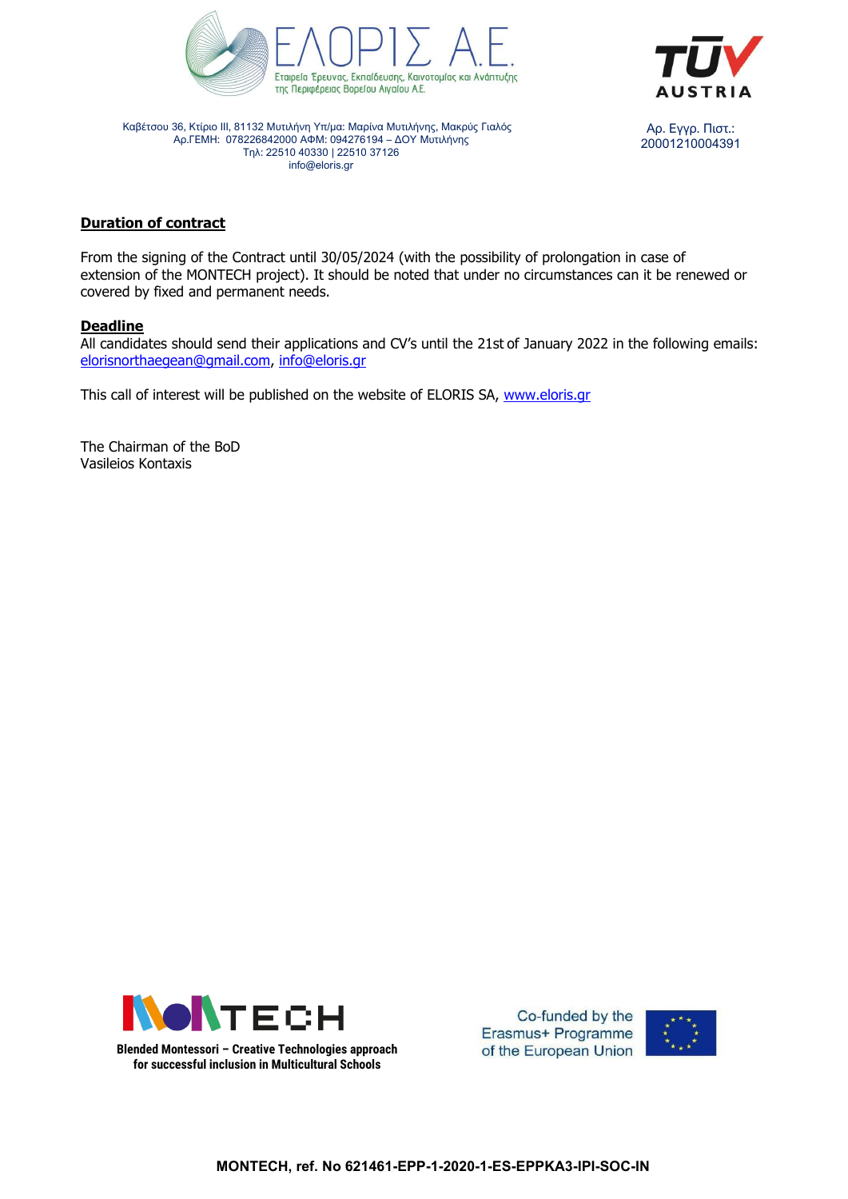**Duration of contract**

From the signing of the Contract until 30/05/2024 (with the possibility of prolongation in case of extension of the MONTECH project). It should be noted that under no circumstances can it be renewed or covered by fixed and permanent needs.

**Deadline**

All candidates should send their applications and CV's until the 21st of January 2022 in the following emails: elorisnorthaegean@gmail.com, info@eloris.gr

This call of interest will be published on the website of ELORIS SA, www.eloris.gr

The Chairman of the BoD
Vasileios Kontaxis